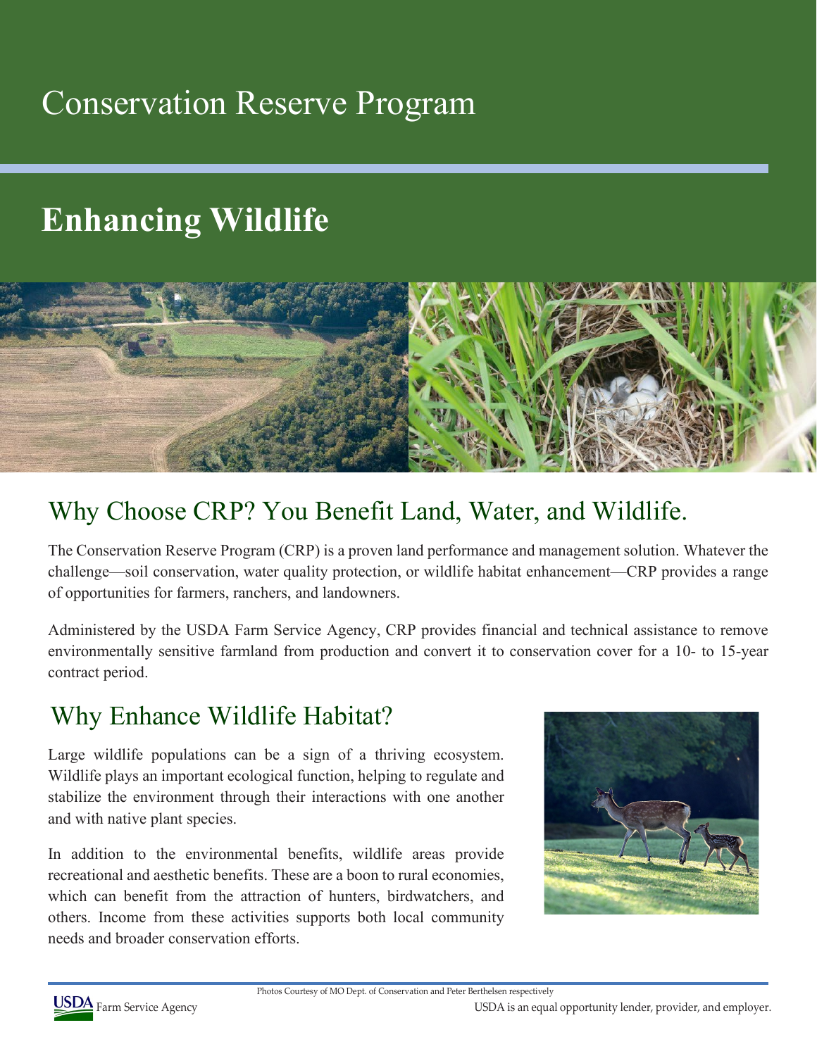# Conservation Reserve Program

## Enhancing Wildlife

## Why Choose CRP? You Benefit Land, Water, and Wildlife.

The Conservation Reserve Program (CRP) is a proven land performance and management solution. Whatever the challenge—soil conservation, water quality protection, or wildlife habitat enhancement—CRP provides a range of opportunities for farmers, ranchers, and landowners.

Administered by the USDA Farm Service Agency, CRP provides financial and technical assistance to remove environmentally sensitive farmland from production and convert it to conservation cover for a 10- to 15-year contract period.

## Why Enhance Wildlife Habitat?

Large wildlife populations can be a sign of a thriving ecosystem. Wildlife plays an important ecological function, helping to regulate and stabilize the environment through their interactions with one another and with native plant species.

In addition to the environmental benefits, wildlife areas provide recreational and aesthetic benefits. These are a boon to rural economies, which can benefit from the attraction of hunters, birdwatchers, and others. Income from these activities supports both local community needs and broader conservation efforts.

Photos Courtesy of MO Dept. of Conservation and Peter Berthelsen respectively

USDA Farm Service Agency

USDA is an equal opportunity lender, provider, and employer.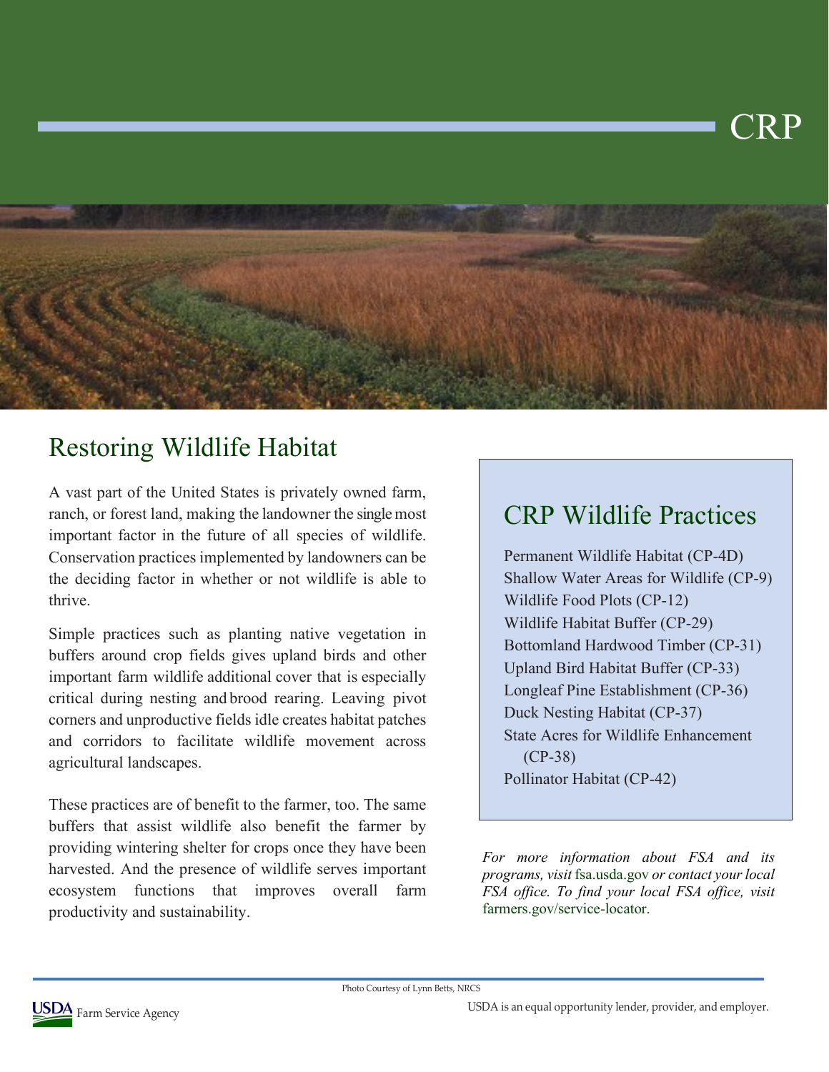CRP

## Restoring Wildlife Habitat

A vast part of the United States is privately owned farm, ranch, or forest land, making the landowner the single most important factor in the future of all species of wildlife. Conservation practices implemented by landowners can be the deciding factor in whether or not wildlife is able to thrive.

Simple practices such as planting native vegetation in buffers around crop fields gives upland birds and other important farm wildlife additional cover that is especially critical during nesting and brood rearing. Leaving pivot corners and unproductive fields idle creates habitat patches and corridors to facilitate wildlife movement across agricultural landscapes.

These practices are of benefit to the farmer, too. The same buffers that assist wildlife also benefit the farmer by providing wintering shelter for crops once they have been harvested. And the presence of wildlife serves important ecosystem functions that improves overall farm productivity and sustainability.

## CRP Wildlife Practices

- Permanent Wildlife Habitat (CP-4D)
- Shallow Water Areas for Wildlife (CP-9)
- Wildlife Food Plots (CP-12)
- Wildlife Habitat Buffer (CP-29)
- Bottomland Hardwood Timber (CP-31)
- Upland Bird Habitat Buffer (CP-33)
- Longleaf Pine Establishment (CP-36)
- Duck Nesting Habitat (CP-37)
- State Acres for Wildlife Enhancement (CP-38)
- Pollinator Habitat (CP-42)

*For more information about FSA and its programs, visit* fsa.usda.gov *or contact your local FSA office. To find your local FSA office, visit* farmers.gov/service-locator.

Photo Courtesy of Lynn Betts, NRCS

USDA Farm Service Agency

USDA is an equal opportunity lender, provider, and employer.